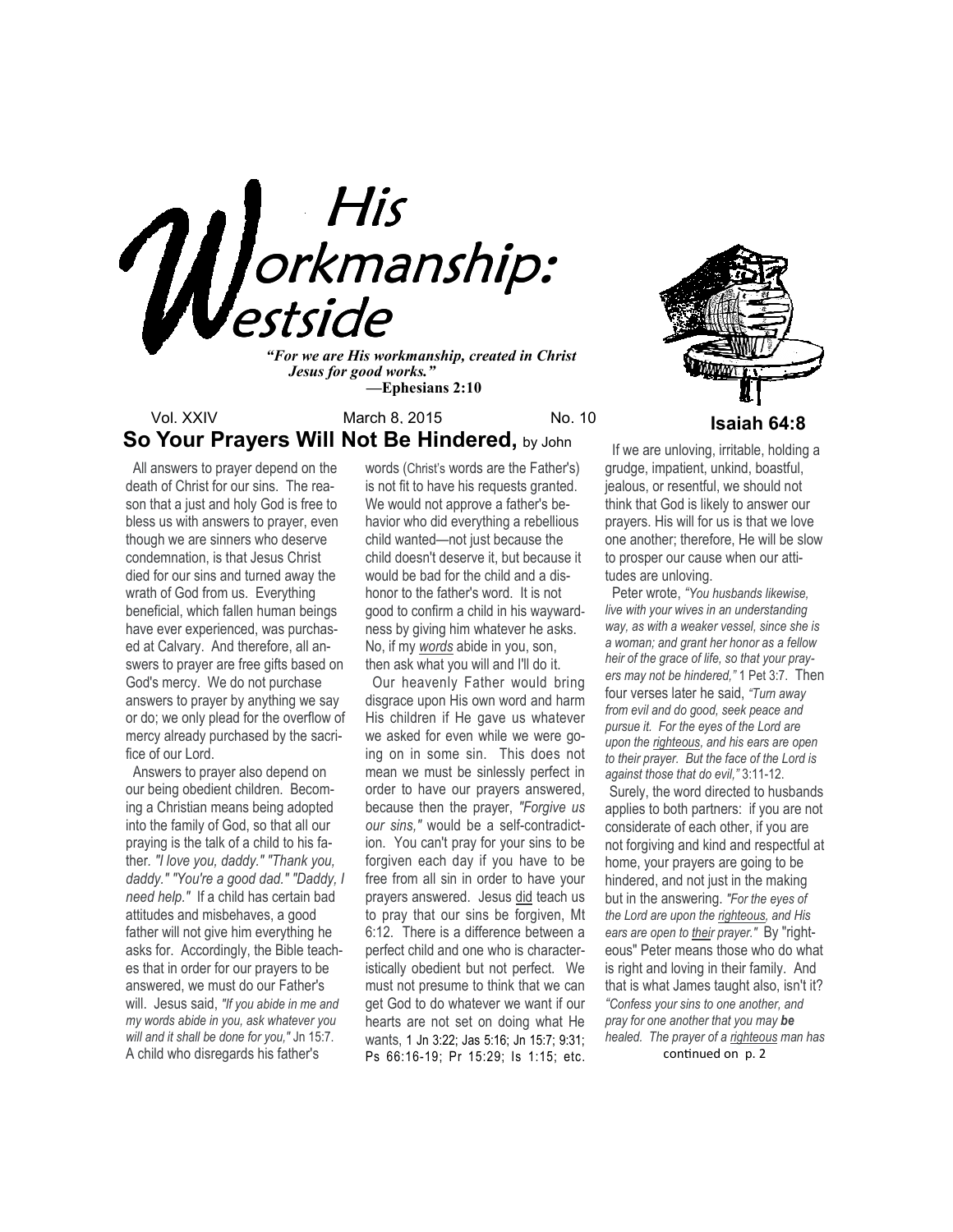# His Workmanship: Westside

*"For we are His workmanship, created in Christ Jesus for good works."*
**—Ephesians 2:10**

Vol. XXIV March 8, 2015 No. 10

**Isaiah 64:8**

## So Your Prayers Will Not Be Hindered, by John

All answers to prayer depend on the death of Christ for our sins. The reason that a just and holy God is free to bless us with answers to prayer, even though we are sinners who deserve condemnation, is that Jesus Christ died for our sins and turned away the wrath of God from us. Everything beneficial, which fallen human beings have ever experienced, was purchased at Calvary. And therefore, all answers to prayer are free gifts based on God's mercy. We do not purchase answers to prayer by anything we say or do; we only plead for the overflow of mercy already purchased by the sacrifice of our Lord.

Answers to prayer also depend on our being obedient children. Becoming a Christian means being adopted into the family of God, so that all our praying is the talk of a child to his father. *"I love you, daddy." "Thank you, daddy." "You're a good dad." "Daddy, I need help."* If a child has certain bad attitudes and misbehaves, a good father will not give him everything he asks for. Accordingly, the Bible teaches that in order for our prayers to be answered, we must do our Father's will. Jesus said, *"If you abide in me and my words abide in you, ask whatever you will and it shall be done for you,"* Jn 15:7. A child who disregards his father's words (Christ's words are the Father's) is not fit to have his requests granted. We would not approve a father's behavior who did everything a rebellious child wanted—not just because the child doesn't deserve it, but because it would be bad for the child and a dishonor to the father's word. It is not good to confirm a child in his waywardness by giving him whatever he asks. No, if my *words* abide in you, son, then ask what you will and I'll do it.

Our heavenly Father would bring disgrace upon His own word and harm His children if He gave us whatever we asked for even while we were going on in some sin. This does not mean we must be sinlessly perfect in order to have our prayers answered, because then the prayer, *"Forgive us our sins,"* would be a self-contradiction. You can't pray for your sins to be forgiven each day if you have to be free from all sin in order to have your prayers answered. Jesus did teach us to pray that our sins be forgiven, Mt 6:12. There is a difference between a perfect child and one who is characteristically obedient but not perfect. We must not presume to think that we can get God to do whatever we want if our hearts are not set on doing what He wants, 1 Jn 3:22; Jas 5:16; Jn 15:7; 9:31; Ps 66:16-19; Pr 15:29; Is 1:15; etc.

If we are unloving, irritable, holding a grudge, impatient, unkind, boastful, jealous, or resentful, we should not think that God is likely to answer our prayers. His will for us is that we love one another; therefore, He will be slow to prosper our cause when our attitudes are unloving.

Peter wrote, *"You husbands likewise, live with your wives in an understanding way, as with a weaker vessel, since she is a woman; and grant her honor as a fellow heir of the grace of life, so that your prayers may not be hindered,"* 1 Pet 3:7. Then four verses later he said, *"Turn away from evil and do good, seek peace and pursue it. For the eyes of the Lord are upon the righteous, and his ears are open to their prayer. But the face of the Lord is against those that do evil,"* 3:11-12.

Surely, the word directed to husbands applies to both partners: if you are not considerate of each other, if you are not forgiving and kind and respectful at home, your prayers are going to be hindered, and not just in the making but in the answering. *"For the eyes of the Lord are upon the righteous, and His ears are open to their prayer."* By "righteous" Peter means those who do what is right and loving in their family. And that is what James taught also, isn't it? *"Confess your sins to one another, and pray for one another that you may **be** healed. The prayer of a righteous man has*

continued on p. 2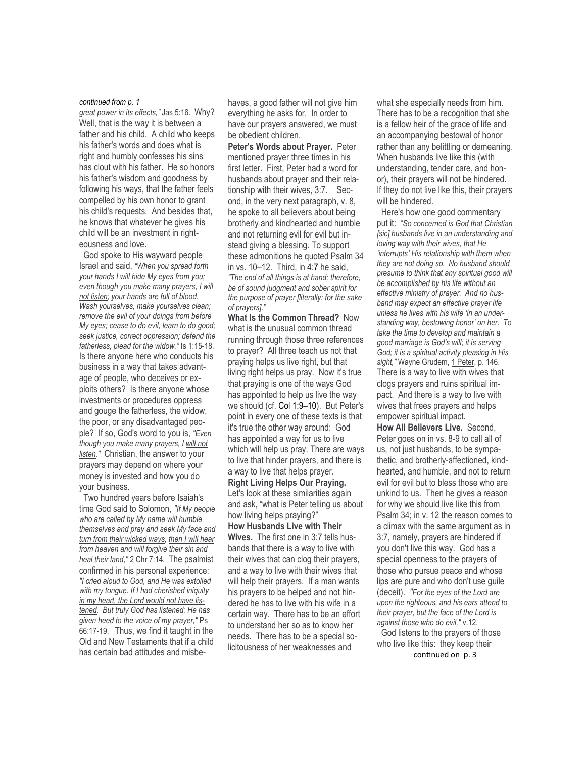*continued from p. 1*

*great power in its effects,"* Jas 5:16. Why? Well, that is the way it is between a father and his child. A child who keeps his father's words and does what is right and humbly confesses his sins has clout with his father. He so honors his father's wisdom and goodness by following his ways, that the father feels compelled by his own honor to grant his child's requests. And besides that, he knows that whatever he gives his child will be an investment in righteousness and love.

God spoke to His wayward people Israel and said, *"When you spread forth your hands I will hide My eyes from you; even though you make many prayers, I will not listen; your hands are full of blood. Wash yourselves, make yourselves clean; remove the evil of your doings from before My eyes; cease to do evil, learn to do good; seek justice, correct oppression; defend the fatherless, plead for the widow,"* Is 1:15-18. Is there anyone here who conducts his business in a way that takes advantage of people, who deceives or exploits others? Is there anyone whose investments or procedures oppress and gouge the fatherless, the widow, the poor, or any disadvantaged people? If so, God's word to you is, *"Even though you make many prayers, I will not listen."* Christian, the answer to your prayers may depend on where your money is invested and how you do your business.

Two hundred years before Isaiah's time God said to Solomon, *"If My people who are called by My name will humble themselves and pray and seek My face and turn from their wicked ways, then I will hear from heaven and will forgive their sin and heal their land,"* 2 Chr 7:14. The psalmist confirmed in his personal experience: *"I cried aloud to God, and He was extolled with my tongue. If I had cherished iniquity in my heart, the Lord would not have listened. But truly God has listened; He has given heed to the voice of my prayer,"* Ps 66:17-19. Thus, we find it taught in the Old and New Testaments that if a child has certain bad attitudes and misbehaves, a good father will not give him everything he asks for. In order to have our prayers answered, we must be obedient children.

**Peter's Words about Prayer.** Peter mentioned prayer three times in his first letter. First, Peter had a word for husbands about prayer and their relationship with their wives, 3:7. Second, in the very next paragraph, v. 8, he spoke to all believers about being brotherly and kindhearted and humble and not returning evil for evil but instead giving a blessing. To support these admonitions he quoted Psalm 34 in vs. 10–12. Third, in 4:7 he said, *"The end of all things is at hand; therefore, be of sound judgment and sober spirit for the purpose of prayer [literally: for the sake of prayers]."*

**What Is the Common Thread?** Now what is the unusual common thread running through those three references to prayer? All three teach us not that praying helps us live right, but that living right helps us pray. Now it's true that praying is one of the ways God has appointed to help us live the way we should (cf. Col 1:9–10). But Peter's point in every one of these texts is that it's true the other way around: God has appointed a way for us to live which will help us pray. There are ways to live that hinder prayers, and there is a way to live that helps prayer.

**Right Living Helps Our Praying.** Let's look at these similarities again and ask, "what is Peter telling us about how living helps praying?"

**How Husbands Live with Their Wives.** The first one in 3:7 tells husbands that there is a way to live with their wives that can clog their prayers, and a way to live with their wives that will help their prayers. If a man wants his prayers to be helped and not hindered he has to live with his wife in a certain way. There has to be an effort to understand her so as to know her needs. There has to be a special solicitousness of her weaknesses and what she especially needs from him. There has to be a recognition that she is a fellow heir of the grace of life and an accompanying bestowal of honor rather than any belittling or demeaning. When husbands live like this (with understanding, tender care, and honor), their prayers will not be hindered. If they do not live like this, their prayers will be hindered.

Here's how one good commentary put it: "*So concerned is God that Christian [sic] husbands live in an understanding and loving way with their wives, that He 'interrupts' His relationship with them when they are not doing so. No husband should presume to think that any spiritual good will be accomplished by his life without an effective ministry of prayer. And no husband may expect an effective prayer life unless he lives with his wife 'in an understanding way, bestowing honor' on her. To take the time to develop and maintain a good marriage is God's will; it is serving God; it is a spiritual activity pleasing in His sight,"* Wayne Grudem, 1 Peter, p. 146. There is a way to live with wives that clogs prayers and ruins spiritual impact. And there is a way to live with wives that frees prayers and helps empower spiritual impact.

**How All Believers Live.** Second, Peter goes on in vs. 8-9 to call all of us, not just husbands, to be sympathetic, and brotherly-affectioned, kindhearted, and humble, and not to return evil for evil but to bless those who are unkind to us. Then he gives a reason for why we should live like this from Psalm 34; in v. 12 the reason comes to a climax with the same argument as in 3:7, namely, prayers are hindered if you don't live this way. God has a special openness to the prayers of those who pursue peace and whose lips are pure and who don't use guile (deceit). *"For the eyes of the Lord are upon the righteous, and his ears attend to their prayer, but the face of the Lord is against those who do evil,"* v.12.

God listens to the prayers of those who live like this: they keep their

continued on p. 3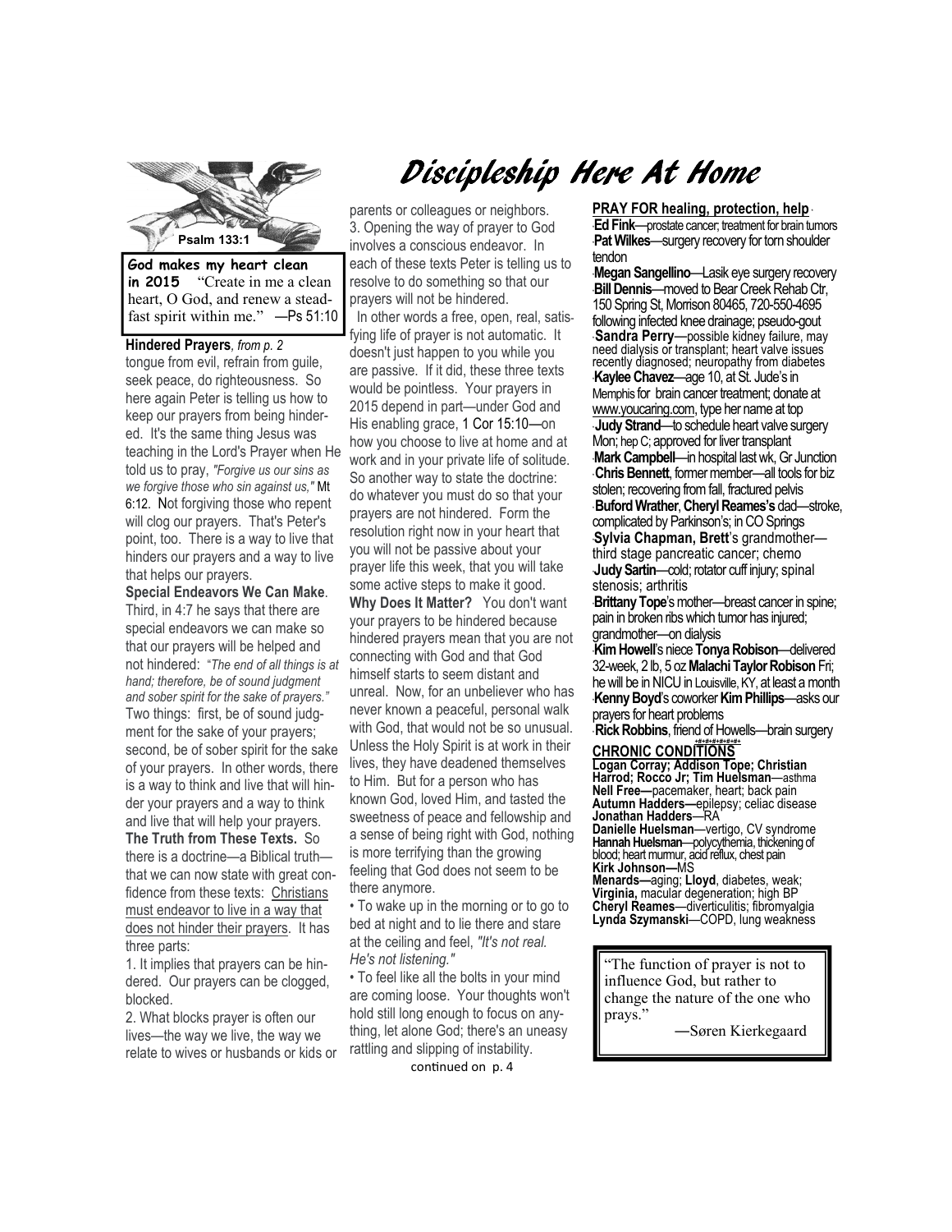# Discipleship Here At Home

Psalm 133:1

**God makes my heart clean in 2015** "Create in me a clean heart, O God, and renew a steadfast spirit within me." —Ps 51:10

**Hindered Prayers**, *from p. 2*

tongue from evil, refrain from guile, seek peace, do righteousness. So here again Peter is telling us how to keep our prayers from being hindered. It's the same thing Jesus was teaching in the Lord's Prayer when He told us to pray, *"Forgive us our sins as we forgive those who sin against us,"* Mt 6:12. Not forgiving those who repent will clog our prayers. That's Peter's point, too. There is a way to live that hinders our prayers and a way to live that helps our prayers.

**Special Endeavors We Can Make**. Third, in 4:7 he says that there are special endeavors we can make so that our prayers will be helped and not hindered: "*The end of all things is at hand; therefore, be of sound judgment and sober spirit for the sake of your prayers."* Two things: first, be of sound judgment for the sake of your prayers; second, be of sober spirit for the sake of your prayers. In other words, there is a way to think and live that will hinder your prayers and a way to think and live that will help your prayers.

**The Truth from These Texts.** So there is a doctrine—a Biblical truth—that we can now state with great confidence from these texts: <u>Christians must endeavor to live in a way that does not hinder their prayers</u>. It has three parts:

1. It implies that prayers can be hindered. Our prayers can be clogged, blocked.

2. What blocks prayer is often our lives—the way we live, the way we relate to wives or husbands or kids or parents or colleagues or neighbors.

3. Opening the way of prayer to God involves a conscious endeavor. In each of these texts Peter is telling us to resolve to do something so that our prayers will not be hindered.

In other words a free, open, real, satisfying life of prayer is not automatic. It doesn't just happen to you while you are passive. If it did, these three texts would be pointless. Your prayers in 2015 depend in part—under God and His enabling grace, 1 Cor 15:10—on how you choose to live at home and at work and in your private life of solitude. So another way to state the doctrine: do whatever you must do so that your prayers are not hindered. Form the resolution right now in your heart that you will not be passive about your prayer life this week, that you will take some active steps to make it good.

**Why Does It Matter?** You don't want your prayers to be hindered because hindered prayers mean that you are not connecting with God and that God himself starts to seem distant and unreal. Now, for an unbeliever who has never known a peaceful, personal walk with God, that would not be so unusual. Unless the Holy Spirit is at work in their lives, they have deadened themselves to Him. But for a person who has known God, loved Him, and tasted the sweetness of peace and fellowship and a sense of being right with God, nothing is more terrifying than the growing feeling that God does not seem to be there anymore.

• To wake up in the morning or to go to bed at night and to lie there and stare at the ceiling and feel, *"It's not real. He's not listening."*

• To feel like all the bolts in your mind are coming loose. Your thoughts won't hold still long enough to focus on anything, let alone God; there's an uneasy rattling and slipping of instability.

continued on p. 4

**<u>PRAY FOR healing, protection, help</u>**

- **Ed Fink**—prostate cancer; treatment for brain tumors
- **Pat Wilkes**—surgery recovery for torn shoulder tendon
- **Megan Sangellino**—Lasik eye surgery recovery
- **Bill Dennis**—moved to Bear Creek Rehab Ctr, 150 Spring St, Morrison 80465, 720-550-4695 following infected knee drainage; pseudo-gout
- **Sandra Perry**—possible kidney failure, may need dialysis or transplant; heart valve issues recently diagnosed; neuropathy from diabetes
- **Kaylee Chavez**—age 10, at St. Jude's in Memphis for brain cancer treatment; donate at www.youcaring.com, type her name at top
- **Judy Strand**—to schedule heart valve surgery Mon; hep C; approved for liver transplant
- **Mark Campbell**—in hospital last wk, Gr Junction
- **Chris Bennett**, former member—all tools for biz stolen; recovering from fall, fractured pelvis
- **Buford Wrather**, **Cheryl Reames's** dad—stroke, complicated by Parkinson's; in CO Springs
- **Sylvia Chapman, Brett**'s grandmother—third stage pancreatic cancer; chemo
- **Judy Sartin**—cold; rotator cuff injury; spinal stenosis; arthritis
- **Brittany Tope**'s mother—breast cancer in spine; pain in broken ribs which tumor has injured; grandmother—on dialysis
- **Kim Howell**'s niece **Tonya Robison**—delivered 32-week, 2 lb, 5 oz **Malachi Taylor Robison** Fri; he will be in NICU in Louisville, KY, at least a month
- **Kenny Boyd**'s coworker **Kim Phillips**—asks our prayers for heart problems
- **Rick Robbins**, friend of Howells—brain surgery

**<u>CHRONIC CONDITIONS</u>**

**Logan Corray; Addison Tope; Christian Harrod; Rocco Jr; Tim Huelsman**—asthma
**Nell Free—**pacemaker, heart; back pain
**Autumn Hadders—**epilepsy; celiac disease
**Jonathan Hadders**—RA
**Danielle Huelsman**—vertigo, CV syndrome
**Hannah Huelsman**—polycythemia, thickening of blood; heart murmur, acid reflux, chest pain
**Kirk Johnson—**MS
**Menards—**aging; **Lloyd**, diabetes, weak;
**Virginia,** macular degeneration; high BP
**Cheryl Reames**—diverticulitis; fibromyalgia
**Lynda Szymanski**—COPD, lung weakness

> "The function of prayer is not to influence God, but rather to change the nature of the one who prays."
>
> —Søren Kierkegaard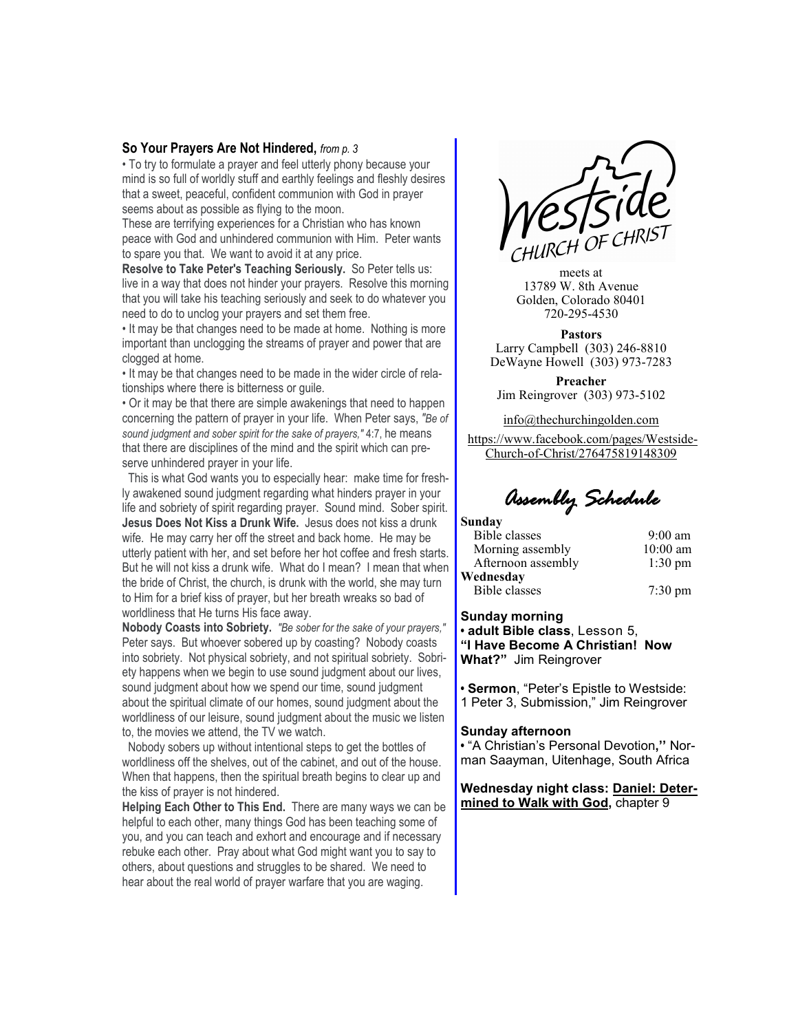## So Your Prayers Are Not Hindered, *from p. 3*

• To try to formulate a prayer and feel utterly phony because your mind is so full of worldly stuff and earthly feelings and fleshly desires that a sweet, peaceful, confident communion with God in prayer seems about as possible as flying to the moon.

These are terrifying experiences for a Christian who has known peace with God and unhindered communion with Him. Peter wants to spare you that. We want to avoid it at any price.

**Resolve to Take Peter's Teaching Seriously.** So Peter tells us: live in a way that does not hinder your prayers. Resolve this morning that you will take his teaching seriously and seek to do whatever you need to do to unclog your prayers and set them free.

• It may be that changes need to be made at home. Nothing is more important than unclogging the streams of prayer and power that are clogged at home.

• It may be that changes need to be made in the wider circle of relationships where there is bitterness or guile.

• Or it may be that there are simple awakenings that need to happen concerning the pattern of prayer in your life. When Peter says, *"Be of sound judgment and sober spirit for the sake of prayers,"* 4:7, he means that there are disciplines of the mind and the spirit which can preserve unhindered prayer in your life.

This is what God wants you to especially hear: make time for freshly awakened sound judgment regarding what hinders prayer in your life and sobriety of spirit regarding prayer. Sound mind. Sober spirit.

**Jesus Does Not Kiss a Drunk Wife.** Jesus does not kiss a drunk wife. He may carry her off the street and back home. He may be utterly patient with her, and set before her hot coffee and fresh starts. But he will not kiss a drunk wife. What do I mean? I mean that when the bride of Christ, the church, is drunk with the world, she may turn to Him for a brief kiss of prayer, but her breath wreaks so bad of worldliness that He turns His face away.

**Nobody Coasts into Sobriety.** *"Be sober for the sake of your prayers,"* Peter says. But whoever sobered up by coasting? Nobody coasts into sobriety. Not physical sobriety, and not spiritual sobriety. Sobriety happens when we begin to use sound judgment about our lives, sound judgment about how we spend our time, sound judgment about the spiritual climate of our homes, sound judgment about the worldliness of our leisure, sound judgment about the music we listen to, the movies we attend, the TV we watch.

Nobody sobers up without intentional steps to get the bottles of worldliness off the shelves, out of the cabinet, and out of the house. When that happens, then the spiritual breath begins to clear up and the kiss of prayer is not hindered.

**Helping Each Other to This End.** There are many ways we can be helpful to each other, many things God has been teaching some of you, and you can teach and exhort and encourage and if necessary rebuke each other. Pray about what God might want you to say to others, about questions and struggles to be shared. We need to hear about the real world of prayer warfare that you are waging.

---

**Westside CHURCH OF CHRIST**

meets at
13789 W. 8th Avenue
Golden, Colorado 80401
720-295-4530

**Pastors**
Larry Campbell (303) 246-8810
DeWayne Howell (303) 973-7283

**Preacher**
Jim Reingrover (303) 973-5102

info@thechurchingolden.com

https://www.facebook.com/pages/Westside-Church-of-Christ/276475819148309

## *Assembly Schedule*

| | |
|---|---|
| **Sunday** | |
| Bible classes | 9:00 am |
| Morning assembly | 10:00 am |
| Afternoon assembly | 1:30 pm |
| **Wednesday** | |
| Bible classes | 7:30 pm |

**Sunday morning**

• **adult Bible class**, Lesson 5, **"I Have Become A Christian! Now What?"** Jim Reingrover

• **Sermon**, "Peter's Epistle to Westside: 1 Peter 3, Submission," Jim Reingrover

**Sunday afternoon**

• "A Christian's Personal Devotion**,"** Norman Saayman, Uitenhage, South Africa

**Wednesday night class: Daniel: Determined to Walk with God,** chapter 9